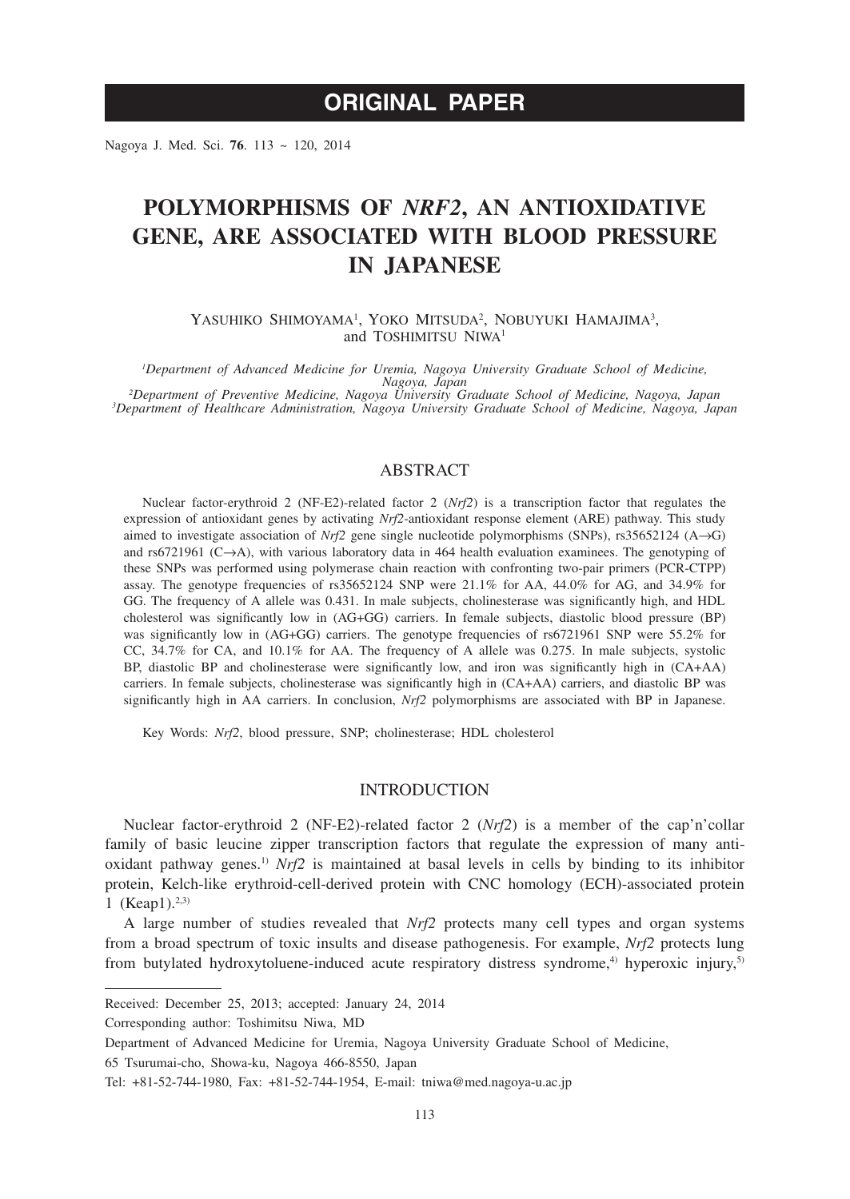# ORIGINAL PAPER

# POLYMORPHISMS OF *NRF2*, AN ANTIOXIDATIVE GENE, ARE ASSOCIATED WITH BLOOD PRESSURE IN JAPANESE

YASUHIKO SHIMOYAMA[1], YOKO MITSUDA[2], NOBUYUKI HAMAJIMA[3], and TOSHIMITSU NIWA[1]

[1]*Department of Advanced Medicine for Uremia, Nagoya University Graduate School of Medicine, Nagoya, Japan*
[2]*Department of Preventive Medicine, Nagoya University Graduate School of Medicine, Nagoya, Japan*
[3]*Department of Healthcare Administration, Nagoya University Graduate School of Medicine, Nagoya, Japan*

## ABSTRACT

Nuclear factor-erythroid 2 (NF-E2)-related factor 2 (*Nrf2*) is a transcription factor that regulates the expression of antioxidant genes by activating *Nrf2*-antioxidant response element (ARE) pathway. This study aimed to investigate association of *Nrf2* gene single nucleotide polymorphisms (SNPs), rs35652124 (A→G) and rs6721961 (C→A), with various laboratory data in 464 health evaluation examinees. The genotyping of these SNPs was performed using polymerase chain reaction with confronting two-pair primers (PCR-CTPP) assay. The genotype frequencies of rs35652124 SNP were 21.1% for AA, 44.0% for AG, and 34.9% for GG. The frequency of A allele was 0.431. In male subjects, cholinesterase was significantly high, and HDL cholesterol was significantly low in (AG+GG) carriers. In female subjects, diastolic blood pressure (BP) was significantly low in (AG+GG) carriers. The genotype frequencies of rs6721961 SNP were 55.2% for CC, 34.7% for CA, and 10.1% for AA. The frequency of A allele was 0.275. In male subjects, systolic BP, diastolic BP and cholinesterase were significantly low, and iron was significantly high in (CA+AA) carriers. In female subjects, cholinesterase was significantly high in (CA+AA) carriers, and diastolic BP was significantly high in AA carriers. In conclusion, *Nrf2* polymorphisms are associated with BP in Japanese.

Key Words: *Nrf2*, blood pressure, SNP; cholinesterase; HDL cholesterol

## INTRODUCTION

Nuclear factor-erythroid 2 (NF-E2)-related factor 2 (*Nrf2*) is a member of the cap'n'collar family of basic leucine zipper transcription factors that regulate the expression of many antioxidant pathway genes.[1)] *Nrf2* is maintained at basal levels in cells by binding to its inhibitor protein, Kelch-like erythroid-cell-derived protein with CNC homology (ECH)-associated protein 1 (Keap1).[2,3)]

A large number of studies revealed that *Nrf2* protects many cell types and organ systems from a broad spectrum of toxic insults and disease pathogenesis. For example, *Nrf2* protects lung from butylated hydroxytoluene-induced acute respiratory distress syndrome,[4)] hyperoxic injury,[5)]

---

Received: December 25, 2013; accepted: January 24, 2014

Corresponding author: Toshimitsu Niwa, MD

Department of Advanced Medicine for Uremia, Nagoya University Graduate School of Medicine,

65 Tsurumai-cho, Showa-ku, Nagoya 466-8550, Japan

Tel: +81-52-744-1980, Fax: +81-52-744-1954, E-mail: tniwa@med.nagoya-u.ac.jp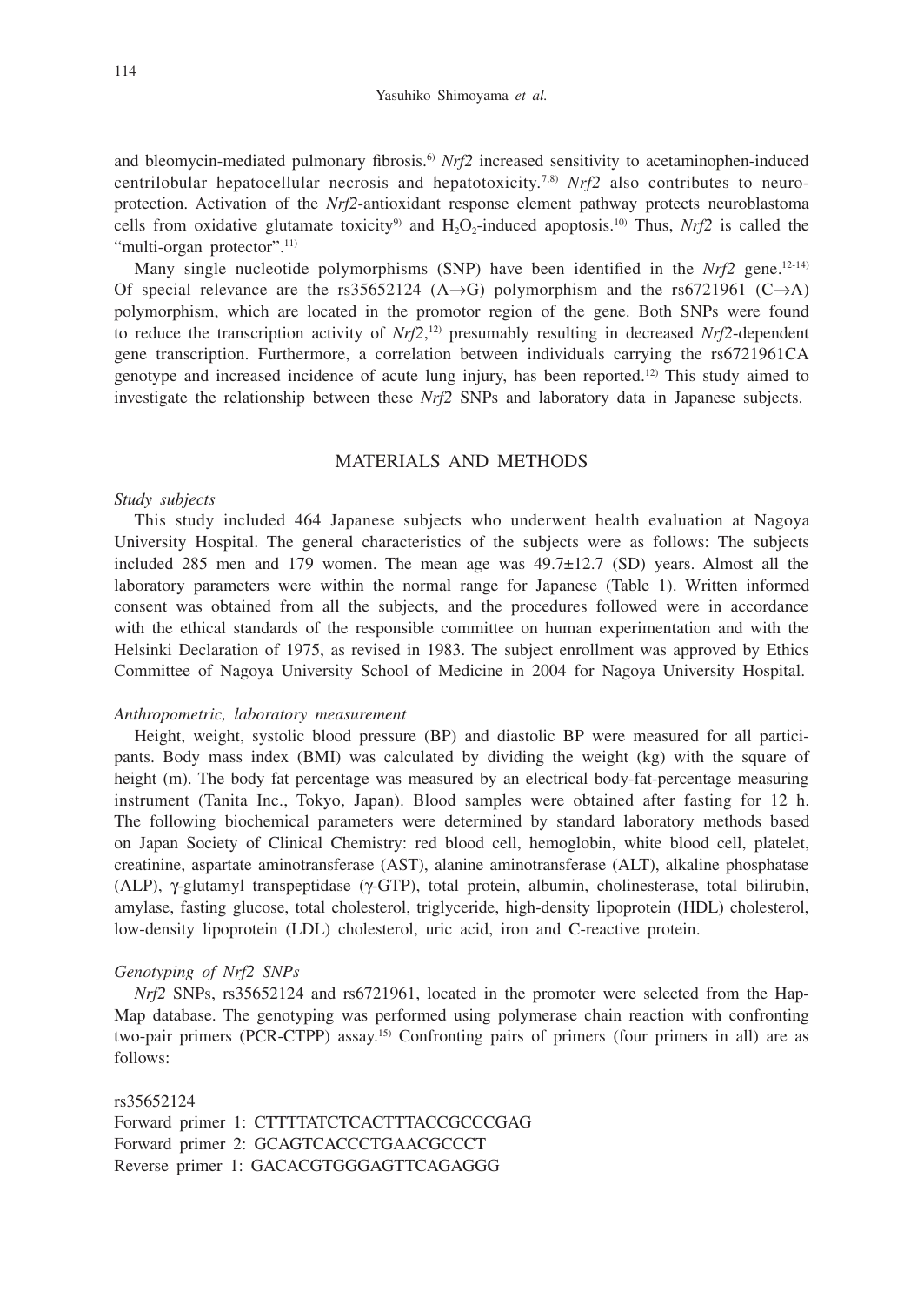and bleomycin-mediated pulmonary fibrosis.[6] *Nrf2* increased sensitivity to acetaminophen-induced centrilobular hepatocellular necrosis and hepatotoxicity.[7,8] *Nrf2* also contributes to neuroprotection. Activation of the *Nrf2*-antioxidant response element pathway protects neuroblastoma cells from oxidative glutamate toxicity[9] and $H_2O_2$-induced apoptosis.[10] Thus, *Nrf2* is called the "multi-organ protector".[11]

Many single nucleotide polymorphisms (SNP) have been identified in the *Nrf2* gene.[12-14] Of special relevance are the rs35652124 (A→G) polymorphism and the rs6721961 (C→A) polymorphism, which are located in the promotor region of the gene. Both SNPs were found to reduce the transcription activity of *Nrf2*,[12] presumably resulting in decreased *Nrf2*-dependent gene transcription. Furthermore, a correlation between individuals carrying the rs6721961CA genotype and increased incidence of acute lung injury, has been reported.[12] This study aimed to investigate the relationship between these *Nrf2* SNPs and laboratory data in Japanese subjects.

## MATERIALS AND METHODS

### *Study subjects*

This study included 464 Japanese subjects who underwent health evaluation at Nagoya University Hospital. The general characteristics of the subjects were as follows: The subjects included 285 men and 179 women. The mean age was 49.7±12.7 (SD) years. Almost all the laboratory parameters were within the normal range for Japanese (Table 1). Written informed consent was obtained from all the subjects, and the procedures followed were in accordance with the ethical standards of the responsible committee on human experimentation and with the Helsinki Declaration of 1975, as revised in 1983. The subject enrollment was approved by Ethics Committee of Nagoya University School of Medicine in 2004 for Nagoya University Hospital.

### *Anthropometric, laboratory measurement*

Height, weight, systolic blood pressure (BP) and diastolic BP were measured for all participants. Body mass index (BMI) was calculated by dividing the weight (kg) with the square of height (m). The body fat percentage was measured by an electrical body-fat-percentage measuring instrument (Tanita Inc., Tokyo, Japan). Blood samples were obtained after fasting for 12 h. The following biochemical parameters were determined by standard laboratory methods based on Japan Society of Clinical Chemistry: red blood cell, hemoglobin, white blood cell, platelet, creatinine, aspartate aminotransferase (AST), alanine aminotransferase (ALT), alkaline phosphatase (ALP), γ-glutamyl transpeptidase (γ-GTP), total protein, albumin, cholinesterase, total bilirubin, amylase, fasting glucose, total cholesterol, triglyceride, high-density lipoprotein (HDL) cholesterol, low-density lipoprotein (LDL) cholesterol, uric acid, iron and C-reactive protein.

### *Genotyping of Nrf2 SNPs*

*Nrf2* SNPs, rs35652124 and rs6721961, located in the promoter were selected from the HapMap database. The genotyping was performed using polymerase chain reaction with confronting two-pair primers (PCR-CTPP) assay.[15] Confronting pairs of primers (four primers in all) are as follows:

rs35652124
Forward primer 1: CTTTTATCTCACTTTACCGCCCGAG
Forward primer 2: GCAGTCACCCTGAACGCCCT
Reverse primer 1: GACACGTGGGAGTTCAGAGGG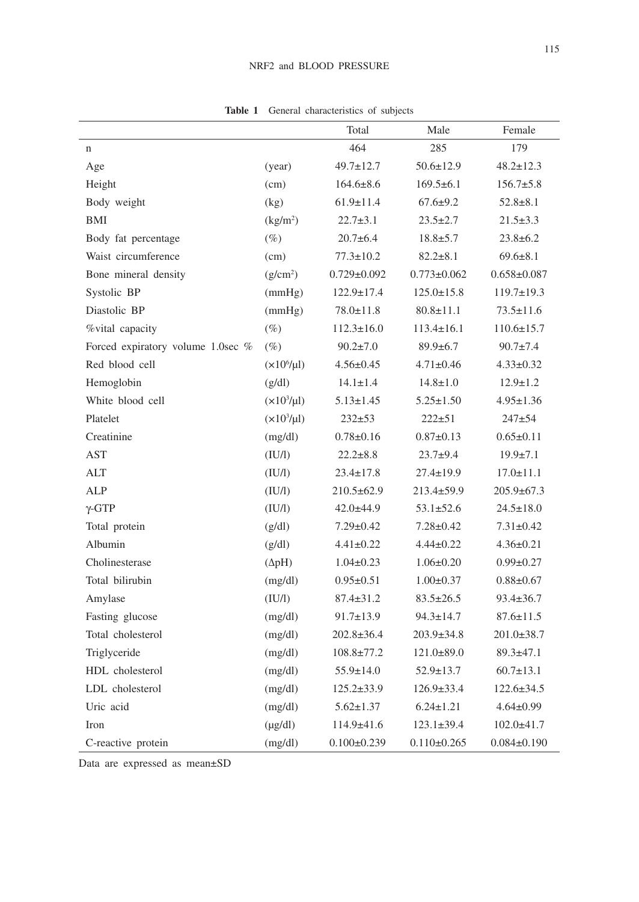**Table 1** General characteristics of subjects

| | | Total | Male | Female |
|---|---|---|---|---|
| n | | 464 | 285 | 179 |
| Age | (year) | 49.7±12.7 | 50.6±12.9 | 48.2±12.3 |
| Height | (cm) | 164.6±8.6 | 169.5±6.1 | 156.7±5.8 |
| Body weight | (kg) | 61.9±11.4 | 67.6±9.2 | 52.8±8.1 |
| BMI | ($kg/m^2$) | 22.7±3.1 | 23.5±2.7 | 21.5±3.3 |
| Body fat percentage | (%) | 20.7±6.4 | 18.8±5.7 | 23.8±6.2 |
| Waist circumference | (cm) | 77.3±10.2 | 82.2±8.1 | 69.6±8.1 |
| Bone mineral density | ($g/cm^2$) | 0.729±0.092 | 0.773±0.062 | 0.658±0.087 |
| Systolic BP | (mmHg) | 122.9±17.4 | 125.0±15.8 | 119.7±19.3 |
| Diastolic BP | (mmHg) | 78.0±11.8 | 80.8±11.1 | 73.5±11.6 |
| %vital capacity | (%) | 112.3±16.0 | 113.4±16.1 | 110.6±15.7 |
| Forced expiratory volume 1.0sec % | (%) | 90.2±7.0 | 89.9±6.7 | 90.7±7.4 |
| Red blood cell | ($\times 10^6/\mu l$) | 4.56±0.45 | 4.71±0.46 | 4.33±0.32 |
| Hemoglobin | (g/dl) | 14.1±1.4 | 14.8±1.0 | 12.9±1.2 |
| White blood cell | ($\times 10^3/\mu l$) | 5.13±1.45 | 5.25±1.50 | 4.95±1.36 |
| Platelet | ($\times 10^3/\mu l$) | 232±53 | 222±51 | 247±54 |
| Creatinine | (mg/dl) | 0.78±0.16 | 0.87±0.13 | 0.65±0.11 |
| AST | (IU/l) | 22.2±8.8 | 23.7±9.4 | 19.9±7.1 |
| ALT | (IU/l) | 23.4±17.8 | 27.4±19.9 | 17.0±11.1 |
| ALP | (IU/l) | 210.5±62.9 | 213.4±59.9 | 205.9±67.3 |
| γ-GTP | (IU/l) | 42.0±44.9 | 53.1±52.6 | 24.5±18.0 |
| Total protein | (g/dl) | 7.29±0.42 | 7.28±0.42 | 7.31±0.42 |
| Albumin | (g/dl) | 4.41±0.22 | 4.44±0.22 | 4.36±0.21 |
| Cholinesterase | (ΔpH) | 1.04±0.23 | 1.06±0.20 | 0.99±0.27 |
| Total bilirubin | (mg/dl) | 0.95±0.51 | 1.00±0.37 | 0.88±0.67 |
| Amylase | (IU/l) | 87.4±31.2 | 83.5±26.5 | 93.4±36.7 |
| Fasting glucose | (mg/dl) | 91.7±13.9 | 94.3±14.7 | 87.6±11.5 |
| Total cholesterol | (mg/dl) | 202.8±36.4 | 203.9±34.8 | 201.0±38.7 |
| Triglyceride | (mg/dl) | 108.8±77.2 | 121.0±89.0 | 89.3±47.1 |
| HDL cholesterol | (mg/dl) | 55.9±14.0 | 52.9±13.7 | 60.7±13.1 |
| LDL cholesterol | (mg/dl) | 125.2±33.9 | 126.9±33.4 | 122.6±34.5 |
| Uric acid | (mg/dl) | 5.62±1.37 | 6.24±1.21 | 4.64±0.99 |
| Iron | (μg/dl) | 114.9±41.6 | 123.1±39.4 | 102.0±41.7 |
| C-reactive protein | (mg/dl) | 0.100±0.239 | 0.110±0.265 | 0.084±0.190 |

Data are expressed as mean±SD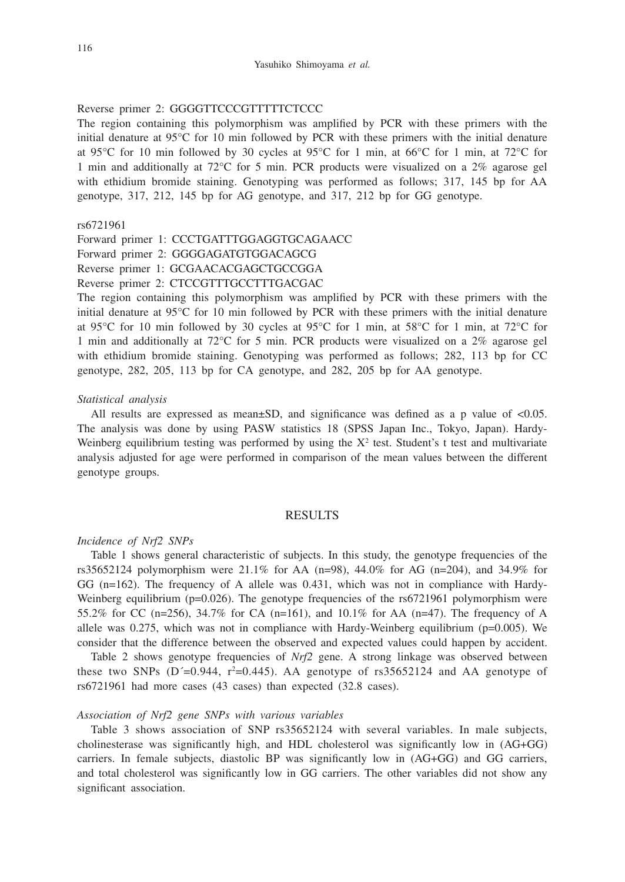Reverse primer 2: GGGGTTCCCGTTTTTCTCCC

The region containing this polymorphism was amplified by PCR with these primers with the initial denature at 95°C for 10 min followed by PCR with these primers with the initial denature at 95°C for 10 min followed by 30 cycles at 95°C for 1 min, at 66°C for 1 min, at 72°C for 1 min and additionally at 72°C for 5 min. PCR products were visualized on a 2% agarose gel with ethidium bromide staining. Genotyping was performed as follows; 317, 145 bp for AA genotype, 317, 212, 145 bp for AG genotype, and 317, 212 bp for GG genotype.

rs6721961

Forward primer 1: CCCTGATTTGGAGGTGCAGAACC

Forward primer 2: GGGGAGATGTGGACAGCG

Reverse primer 1: GCGAACACGAGCTGCCGGA

Reverse primer 2: CTCCGTTTGCCTTTGACGAC

The region containing this polymorphism was amplified by PCR with these primers with the initial denature at 95°C for 10 min followed by PCR with these primers with the initial denature at 95°C for 10 min followed by 30 cycles at 95°C for 1 min, at 58°C for 1 min, at 72°C for 1 min and additionally at 72°C for 5 min. PCR products were visualized on a 2% agarose gel with ethidium bromide staining. Genotyping was performed as follows; 282, 113 bp for CC genotype, 282, 205, 113 bp for CA genotype, and 282, 205 bp for AA genotype.

*Statistical analysis*

All results are expressed as mean±SD, and significance was defined as a p value of <0.05. The analysis was done by using PASW statistics 18 (SPSS Japan Inc., Tokyo, Japan). Hardy-Weinberg equilibrium testing was performed by using the $X^2$ test. Student's t test and multivariate analysis adjusted for age were performed in comparison of the mean values between the different genotype groups.

## RESULTS

*Incidence of Nrf2 SNPs*

Table 1 shows general characteristic of subjects. In this study, the genotype frequencies of the rs35652124 polymorphism were 21.1% for AA (n=98), 44.0% for AG (n=204), and 34.9% for GG (n=162). The frequency of A allele was 0.431, which was not in compliance with Hardy-Weinberg equilibrium (p=0.026). The genotype frequencies of the rs6721961 polymorphism were 55.2% for CC (n=256), 34.7% for CA (n=161), and 10.1% for AA (n=47). The frequency of A allele was 0.275, which was not in compliance with Hardy-Weinberg equilibrium (p=0.005). We consider that the difference between the observed and expected values could happen by accident.

Table 2 shows genotype frequencies of *Nrf2* gene. A strong linkage was observed between these two SNPs ($D'$=0.944, $r^2$=0.445). AA genotype of rs35652124 and AA genotype of rs6721961 had more cases (43 cases) than expected (32.8 cases).

*Association of Nrf2 gene SNPs with various variables*

Table 3 shows association of SNP rs35652124 with several variables. In male subjects, cholinesterase was significantly high, and HDL cholesterol was significantly low in (AG+GG) carriers. In female subjects, diastolic BP was significantly low in (AG+GG) and GG carriers, and total cholesterol was significantly low in GG carriers. The other variables did not show any significant association.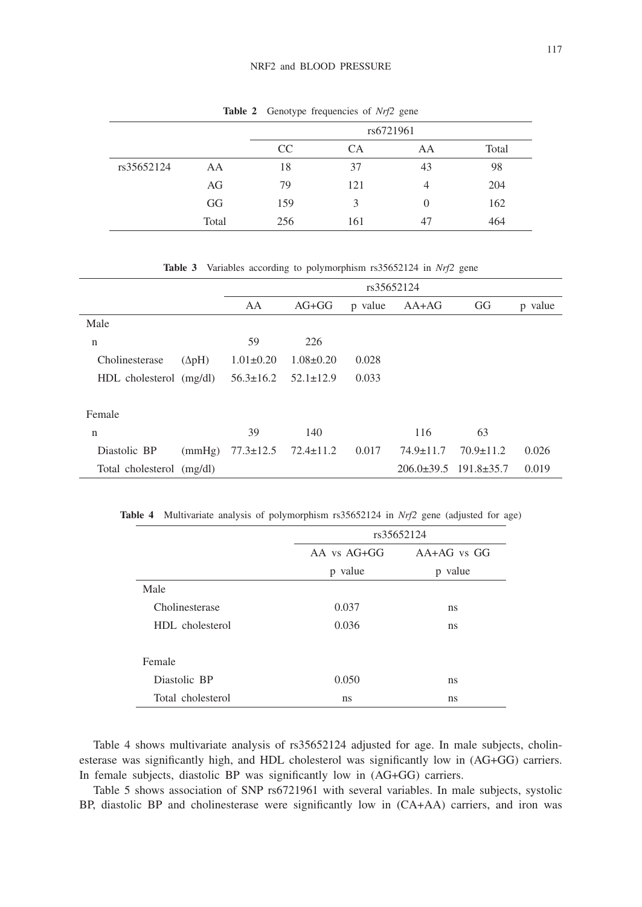**Table 2** Genotype frequencies of *Nrf2* gene

| | | rs6721961 | | | |
|---|---|---|---|---|---|
| | | CC | CA | AA | Total |
| rs35652124 | AA | 18 | 37 | 43 | 98 |
| | AG | 79 | 121 | 4 | 204 |
| | GG | 159 | 3 | 0 | 162 |
| | Total | 256 | 161 | 47 | 464 |

**Table 3** Variables according to polymorphism rs35652124 in *Nrf2* gene

| | | rs35652124 | | | | | |
|---|---|---|---|---|---|---|---|
| | | AA | AG+GG | p value | AA+AG | GG | p value |
| Male | | | | | | | |
| n | | 59 | 226 | | | | |
| Cholinesterase | (ΔpH) | 1.01±0.20 | 1.08±0.20 | 0.028 | | | |
| HDL cholesterol | (mg/dl) | 56.3±16.2 | 52.1±12.9 | 0.033 | | | |
| | | | | | | | |
| Female | | | | | | | |
| n | | 39 | 140 | | 116 | 63 | |
| Diastolic BP | (mmHg) | 77.3±12.5 | 72.4±11.2 | 0.017 | 74.9±11.7 | 70.9±11.2 | 0.026 |
| Total cholesterol | (mg/dl) | | | | 206.0±39.5 | 191.8±35.7 | 0.019 |

**Table 4** Multivariate analysis of polymorphism rs35652124 in *Nrf2* gene (adjusted for age)

| | rs35652124 | |
|---|---|---|
| | AA vs AG+GG | AA+AG vs GG |
| | p value | p value |
| Male | | |
| Cholinesterase | 0.037 | ns |
| HDL cholesterol | 0.036 | ns |
| | | |
| Female | | |
| Diastolic BP | 0.050 | ns |
| Total cholesterol | ns | ns |

Table 4 shows multivariate analysis of rs35652124 adjusted for age. In male subjects, cholinesterase was significantly high, and HDL cholesterol was significantly low in (AG+GG) carriers. In female subjects, diastolic BP was significantly low in (AG+GG) carriers.

Table 5 shows association of SNP rs6721961 with several variables. In male subjects, systolic BP, diastolic BP and cholinesterase were significantly low in (CA+AA) carriers, and iron was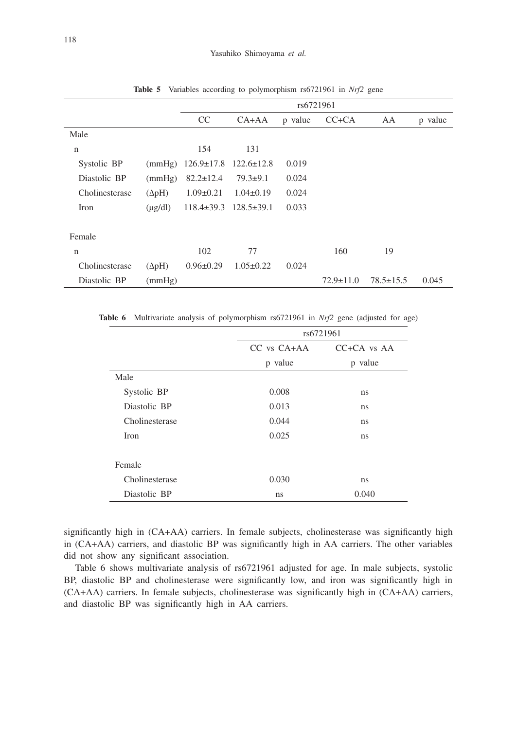**Table 5** Variables according to polymorphism rs6721961 in *Nrf2* gene

| | | rs6721961 | | | | | |
|---|---|---|---|---|---|---|---|
| | | CC | CA+AA | p value | CC+CA | AA | p value |
| Male | | | | | | | |
| n | | 154 | 131 | | | | |
| Systolic BP | (mmHg) | 126.9±17.8 | 122.6±12.8 | 0.019 | | | |
| Diastolic BP | (mmHg) | 82.2±12.4 | 79.3±9.1 | 0.024 | | | |
| Cholinesterase | (ΔpH) | 1.09±0.21 | 1.04±0.19 | 0.024 | | | |
| Iron | (μg/dl) | 118.4±39.3 | 128.5±39.1 | 0.033 | | | |
| Female | | | | | | | |
| n | | 102 | 77 | | 160 | 19 | |
| Cholinesterase | (ΔpH) | 0.96±0.29 | 1.05±0.22 | 0.024 | | | |
| Diastolic BP | (mmHg) | | | | 72.9±11.0 | 78.5±15.5 | 0.045 |

**Table 6** Multivariate analysis of polymorphism rs6721961 in *Nrf2* gene (adjusted for age)

| | rs6721961 | |
|---|---|---|
| | CC vs CA+AA | CC+CA vs AA |
| | p value | p value |
| Male | | |
| Systolic BP | 0.008 | ns |
| Diastolic BP | 0.013 | ns |
| Cholinesterase | 0.044 | ns |
| Iron | 0.025 | ns |
| Female | | |
| Cholinesterase | 0.030 | ns |
| Diastolic BP | ns | 0.040 |

significantly high in (CA+AA) carriers. In female subjects, cholinesterase was significantly high in (CA+AA) carriers, and diastolic BP was significantly high in AA carriers. The other variables did not show any significant association.

Table 6 shows multivariate analysis of rs6721961 adjusted for age. In male subjects, systolic BP, diastolic BP and cholinesterase were significantly low, and iron was significantly high in (CA+AA) carriers. In female subjects, cholinesterase was significantly high in (CA+AA) carriers, and diastolic BP was significantly high in AA carriers.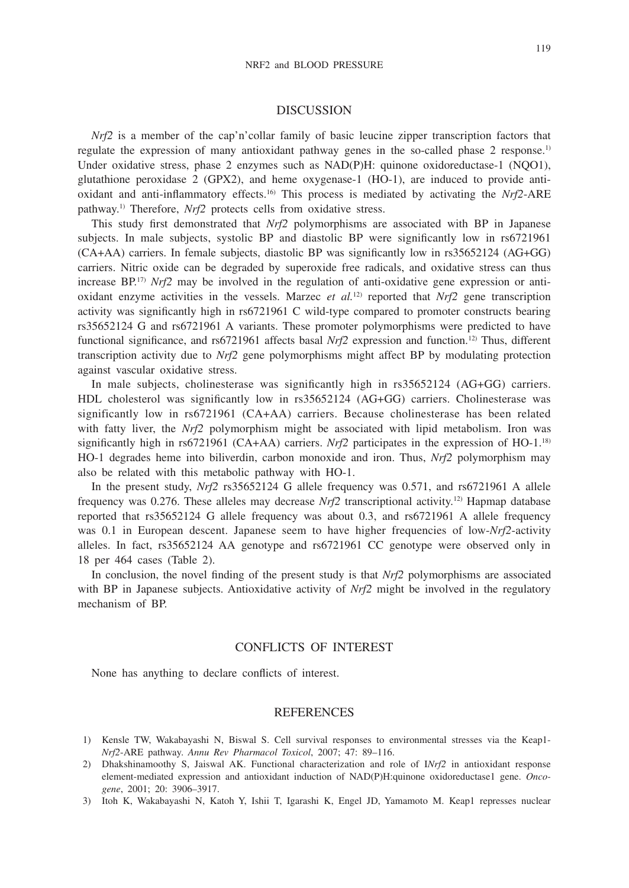## DISCUSSION

*Nrf2* is a member of the cap'n'collar family of basic leucine zipper transcription factors that regulate the expression of many antioxidant pathway genes in the so-called phase 2 response.[1] Under oxidative stress, phase 2 enzymes such as NAD(P)H: quinone oxidoreductase-1 (NQO1), glutathione peroxidase 2 (GPX2), and heme oxygenase-1 (HO-1), are induced to provide anti-oxidant and anti-inflammatory effects.[16] This process is mediated by activating the *Nrf2*-ARE pathway.[1] Therefore, *Nrf2* protects cells from oxidative stress.

This study first demonstrated that *Nrf2* polymorphisms are associated with BP in Japanese subjects. In male subjects, systolic BP and diastolic BP were significantly low in rs6721961 (CA+AA) carriers. In female subjects, diastolic BP was significantly low in rs35652124 (AG+GG) carriers. Nitric oxide can be degraded by superoxide free radicals, and oxidative stress can thus increase BP.[17] *Nrf2* may be involved in the regulation of anti-oxidative gene expression or anti-oxidant enzyme activities in the vessels. Marzec *et al.*[12] reported that *Nrf2* gene transcription activity was significantly high in rs6721961 C wild-type compared to promoter constructs bearing rs35652124 G and rs6721961 A variants. These promoter polymorphisms were predicted to have functional significance, and rs6721961 affects basal *Nrf2* expression and function.[12] Thus, different transcription activity due to *Nrf2* gene polymorphisms might affect BP by modulating protection against vascular oxidative stress.

In male subjects, cholinesterase was significantly high in rs35652124 (AG+GG) carriers. HDL cholesterol was significantly low in rs35652124 (AG+GG) carriers. Cholinesterase was significantly low in rs6721961 (CA+AA) carriers. Because cholinesterase has been related with fatty liver, the *Nrf2* polymorphism might be associated with lipid metabolism. Iron was significantly high in rs6721961 (CA+AA) carriers. *Nrf2* participates in the expression of HO-1.[18] HO-1 degrades heme into biliverdin, carbon monoxide and iron. Thus, *Nrf2* polymorphism may also be related with this metabolic pathway with HO-1.

In the present study, *Nrf2* rs35652124 G allele frequency was 0.571, and rs6721961 A allele frequency was 0.276. These alleles may decrease *Nrf2* transcriptional activity.[12] Hapmap database reported that rs35652124 G allele frequency was about 0.3, and rs6721961 A allele frequency was 0.1 in European descent. Japanese seem to have higher frequencies of low-*Nrf2*-activity alleles. In fact, rs35652124 AA genotype and rs6721961 CC genotype were observed only in 18 per 464 cases (Table 2).

In conclusion, the novel finding of the present study is that *Nrf2* polymorphisms are associated with BP in Japanese subjects. Antioxidative activity of *Nrf2* might be involved in the regulatory mechanism of BP.

## CONFLICTS OF INTEREST

None has anything to declare conflicts of interest.

## REFERENCES

1) Kensle TW, Wakabayashi N, Biswal S. Cell survival responses to environmental stresses via the Keap1-*Nrf2*-ARE pathway. *Annu Rev Pharmacol Toxicol*, 2007; 47: 89–116.
2) Dhakshinamoothy S, Jaiswal AK. Functional characterization and role of I*Nrf2* in antioxidant response element-mediated expression and antioxidant induction of NAD(P)H:quinone oxidoreductase1 gene. *Oncogene*, 2001; 20: 3906–3917.
3) Itoh K, Wakabayashi N, Katoh Y, Ishii T, Igarashi K, Engel JD, Yamamoto M. Keap1 represses nuclear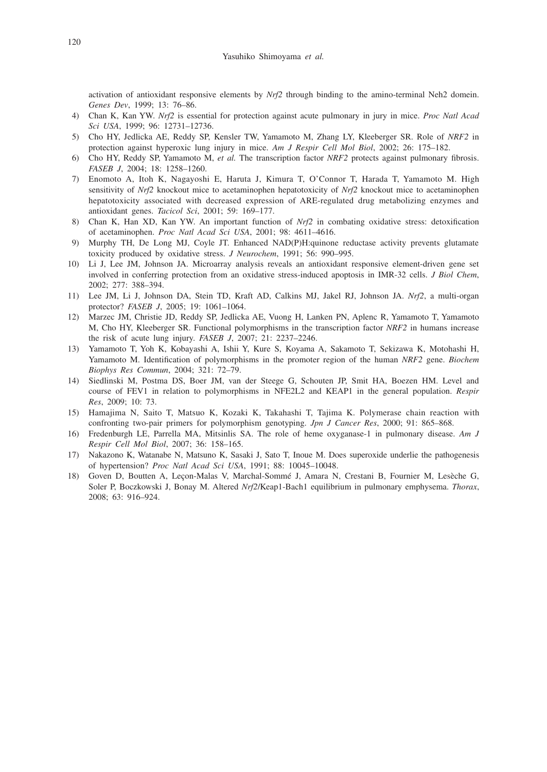activation of antioxidant responsive elements by *Nrf2* through binding to the amino-terminal Neh2 domein. *Genes Dev*, 1999; 13: 76–86.

4) Chan K, Kan YW. *Nrf2* is essential for protection against acute pulmonary in jury in mice. *Proc Natl Acad Sci USA*, 1999; 96: 12731–12736.
5) Cho HY, Jedlicka AE, Reddy SP, Kensler TW, Yamamoto M, Zhang LY, Kleeberger SR. Role of *NRF2* in protection against hyperoxic lung injury in mice. *Am J Respir Cell Mol Biol*, 2002; 26: 175–182.
6) Cho HY, Reddy SP, Yamamoto M, *et al.* The transcription factor *NRF2* protects against pulmonary fibrosis. *FASEB J*, 2004; 18: 1258–1260.
7) Enomoto A, Itoh K, Nagayoshi E, Haruta J, Kimura T, O'Connor T, Harada T, Yamamoto M. High sensitivity of *Nrf2* knockout mice to acetaminophen hepatotoxicity of *Nrf2* knockout mice to acetaminophen hepatotoxicity associated with decreased expression of ARE-regulated drug metabolizing enzymes and antioxidant genes. *Tacicol Sci*, 2001; 59: 169–177.
8) Chan K, Han XD, Kan YW. An important function of *Nrf2* in combating oxidative stress: detoxification of acetaminophen. *Proc Natl Acad Sci USA*, 2001; 98: 4611–4616.
9) Murphy TH, De Long MJ, Coyle JT. Enhanced NAD(P)H:quinone reductase activity prevents glutamate toxicity produced by oxidative stress. *J Neurochem*, 1991; 56: 990–995.
10) Li J, Lee JM, Johnson JA. Microarray analysis reveals an antioxidant responsive element-driven gene set involved in conferring protection from an oxidative stress-induced apoptosis in IMR-32 cells. *J Biol Chem*, 2002; 277: 388–394.
11) Lee JM, Li J, Johnson DA, Stein TD, Kraft AD, Calkins MJ, Jakel RJ, Johnson JA. *Nrf2*, a multi-organ protector? *FASEB J*, 2005; 19: 1061–1064.
12) Marzec JM, Christie JD, Reddy SP, Jedlicka AE, Vuong H, Lanken PN, Aplenc R, Yamamoto T, Yamamoto M, Cho HY, Kleeberger SR. Functional polymorphisms in the transcription factor *NRF2* in humans increase the risk of acute lung injury. *FASEB J*, 2007; 21: 2237–2246.
13) Yamamoto T, Yoh K, Kobayashi A, Ishii Y, Kure S, Koyama A, Sakamoto T, Sekizawa K, Motohashi H, Yamamoto M. Identification of polymorphisms in the promoter region of the human *NRF2* gene. *Biochem Biophys Res Commun*, 2004; 321: 72–79.
14) Siedlinski M, Postma DS, Boer JM, van der Steege G, Schouten JP, Smit HA, Boezen HM. Level and course of FEV1 in relation to polymorphisms in NFE2L2 and KEAP1 in the general population. *Respir Res*, 2009; 10: 73.
15) Hamajima N, Saito T, Matsuo K, Kozaki K, Takahashi T, Tajima K. Polymerase chain reaction with confronting two-pair primers for polymorphism genotyping. *Jpn J Cancer Res*, 2000; 91: 865–868.
16) Fredenburgh LE, Parrella MA, Mitsinlis SA. The role of heme oxyganase-1 in pulmonary disease. *Am J Respir Cell Mol Biol*, 2007; 36: 158–165.
17) Nakazono K, Watanabe N, Matsuno K, Sasaki J, Sato T, Inoue M. Does superoxide underlie the pathogenesis of hypertension? *Proc Natl Acad Sci USA*, 1991; 88: 10045–10048.
18) Goven D, Boutten A, Leçon-Malas V, Marchal-Sommé J, Amara N, Crestani B, Fournier M, Lesèche G, Soler P, Boczkowski J, Bonay M. Altered *Nrf2*/Keap1-Bach1 equilibrium in pulmonary emphysema. *Thorax*, 2008; 63: 916–924.